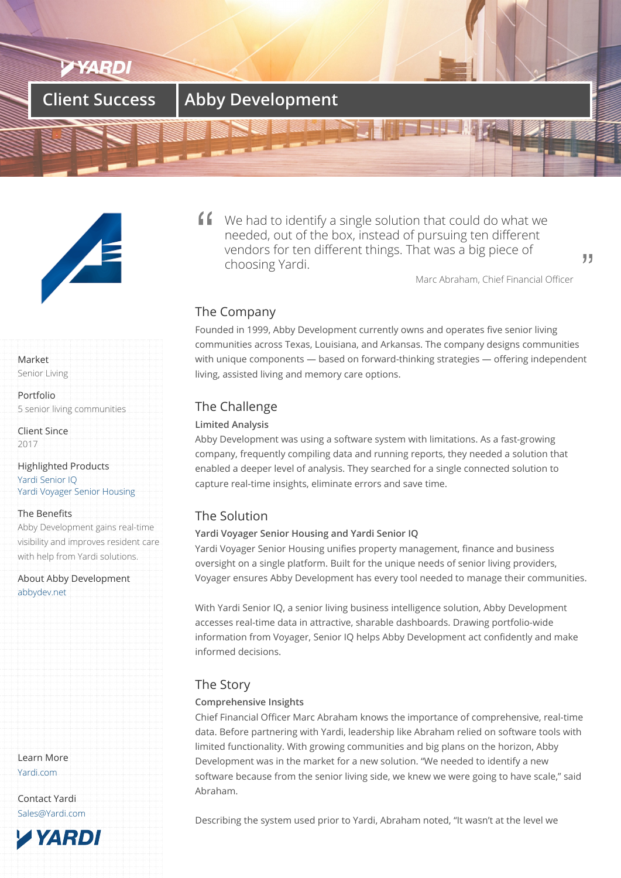# Client Success | Abby Development

> "We had to identify a single solution that could do what we needed, out of the box, instead of pursuing ten different vendors for ten different things. That was a big piece of choosing Yardi."
>
> Marc Abraham, Chief Financial Officer

**Market**
Senior Living

**Portfolio**
5 senior living communities

**Client Since**
2017

**Highlighted Products**
Yardi Senior IQ
Yardi Voyager Senior Housing

**The Benefits**
Abby Development gains real-time visibility and improves resident care with help from Yardi solutions.

**About Abby Development**
abbydev.net

**Learn More**
Yardi.com

**Contact Yardi**
Sales@Yardi.com

## The Company

Founded in 1999, Abby Development currently owns and operates five senior living communities across Texas, Louisiana, and Arkansas. The company designs communities with unique components — based on forward-thinking strategies — offering independent living, assisted living and memory care options.

## The Challenge

### Limited Analysis

Abby Development was using a software system with limitations. As a fast-growing company, frequently compiling data and running reports, they needed a solution that enabled a deeper level of analysis. They searched for a single connected solution to capture real-time insights, eliminate errors and save time.

## The Solution

### Yardi Voyager Senior Housing and Yardi Senior IQ

Yardi Voyager Senior Housing unifies property management, finance and business oversight on a single platform. Built for the unique needs of senior living providers, Voyager ensures Abby Development has every tool needed to manage their communities.

With Yardi Senior IQ, a senior living business intelligence solution, Abby Development accesses real-time data in attractive, sharable dashboards. Drawing portfolio-wide information from Voyager, Senior IQ helps Abby Development act confidently and make informed decisions.

## The Story

### Comprehensive Insights

Chief Financial Officer Marc Abraham knows the importance of comprehensive, real-time data. Before partnering with Yardi, leadership like Abraham relied on software tools with limited functionality. With growing communities and big plans on the horizon, Abby Development was in the market for a new solution. "We needed to identify a new software because from the senior living side, we knew we were going to have scale," said Abraham.

Describing the system used prior to Yardi, Abraham noted, "It wasn't at the level we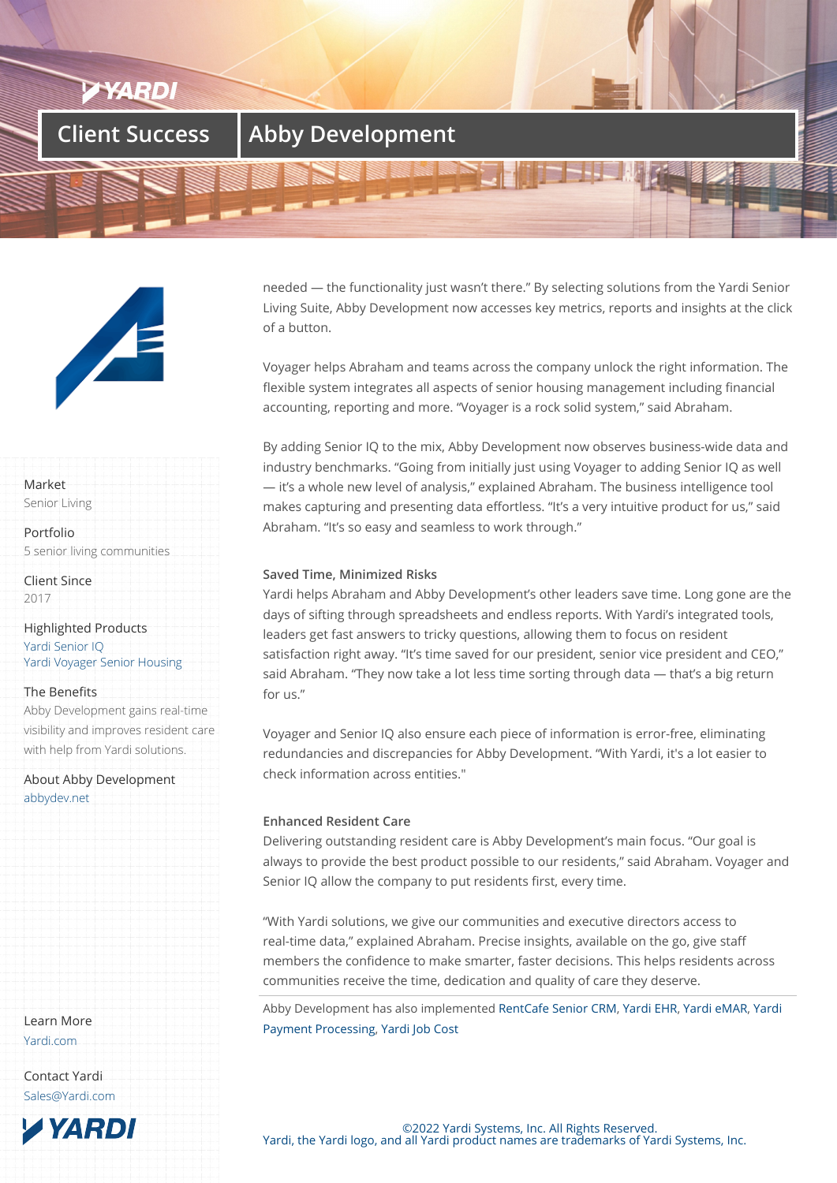# Client Success | Abby Development

Market
Senior Living

Portfolio
5 senior living communities

Client Since
2017

Highlighted Products
Yardi Senior IQ
Yardi Voyager Senior Housing

The Benefits
Abby Development gains real-time visibility and improves resident care with help from Yardi solutions.

About Abby Development
abbydev.net

needed — the functionality just wasn't there." By selecting solutions from the Yardi Senior Living Suite, Abby Development now accesses key metrics, reports and insights at the click of a button.

Voyager helps Abraham and teams across the company unlock the right information. The flexible system integrates all aspects of senior housing management including financial accounting, reporting and more. "Voyager is a rock solid system," said Abraham.

By adding Senior IQ to the mix, Abby Development now observes business-wide data and industry benchmarks. "Going from initially just using Voyager to adding Senior IQ as well — it's a whole new level of analysis," explained Abraham. The business intelligence tool makes capturing and presenting data effortless. "It's a very intuitive product for us," said Abraham. "It's so easy and seamless to work through."

### Saved Time, Minimized Risks

Yardi helps Abraham and Abby Development's other leaders save time. Long gone are the days of sifting through spreadsheets and endless reports. With Yardi's integrated tools, leaders get fast answers to tricky questions, allowing them to focus on resident satisfaction right away. "It's time saved for our president, senior vice president and CEO," said Abraham. "They now take a lot less time sorting through data — that's a big return for us."

Voyager and Senior IQ also ensure each piece of information is error-free, eliminating redundancies and discrepancies for Abby Development. "With Yardi, it's a lot easier to check information across entities."

### Enhanced Resident Care

Delivering outstanding resident care is Abby Development's main focus. "Our goal is always to provide the best product possible to our residents," said Abraham. Voyager and Senior IQ allow the company to put residents first, every time.

"With Yardi solutions, we give our communities and executive directors access to real-time data," explained Abraham. Precise insights, available on the go, give staff members the confidence to make smarter, faster decisions. This helps residents across communities receive the time, dedication and quality of care they deserve.

Abby Development has also implemented RentCafe Senior CRM, Yardi EHR, Yardi eMAR, Yardi Payment Processing, Yardi Job Cost

Learn More
Yardi.com

Contact Yardi
Sales@Yardi.com

©2022 Yardi Systems, Inc. All Rights Reserved.
Yardi, the Yardi logo, and all Yardi product names are trademarks of Yardi Systems, Inc.